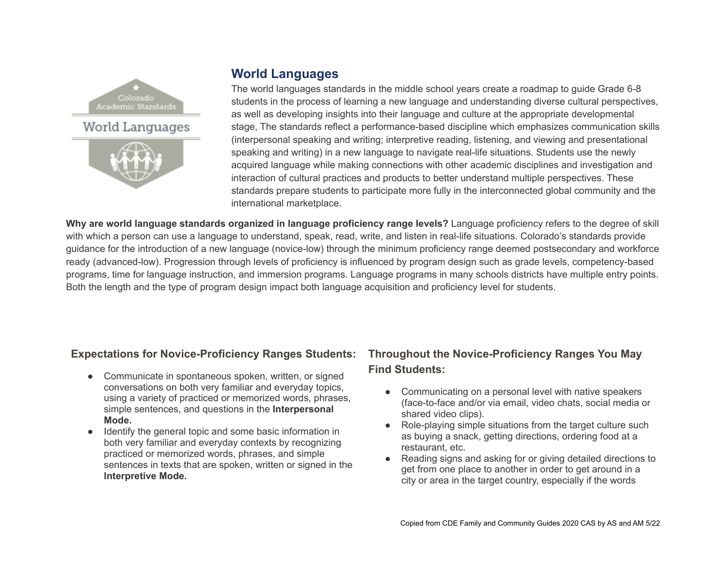## World Languages

The world languages standards in the middle school years create a roadmap to guide Grade 6-8 students in the process of learning a new language and understanding diverse cultural perspectives, as well as developing insights into their language and culture at the appropriate developmental stage, The standards reflect a performance-based discipline which emphasizes communication skills (interpersonal speaking and writing; interpretive reading, listening, and viewing and presentational speaking and writing) in a new language to navigate real-life situations. Students use the newly acquired language while making connections with other academic disciplines and investigation and interaction of cultural practices and products to better understand multiple perspectives. These standards prepare students to participate more fully in the interconnected global community and the international marketplace.

**Why are world language standards organized in language proficiency range levels?** Language proficiency refers to the degree of skill with which a person can use a language to understand, speak, read, write, and listen in real-life situations. Colorado's standards provide guidance for the introduction of a new language (novice-low) through the minimum proficiency range deemed postsecondary and workforce ready (advanced-low). Progression through levels of proficiency is influenced by program design such as grade levels, competency-based programs, time for language instruction, and immersion programs. Language programs in many schools districts have multiple entry points. Both the length and the type of program design impact both language acquisition and proficiency level for students.

### Expectations for Novice-Proficiency Ranges Students:

- Communicate in spontaneous spoken, written, or signed conversations on both very familiar and everyday topics, using a variety of practiced or memorized words, phrases, simple sentences, and questions in the **Interpersonal Mode.**
- Identify the general topic and some basic information in both very familiar and everyday contexts by recognizing practiced or memorized words, phrases, and simple sentences in texts that are spoken, written or signed in the **Interpretive Mode.**

### Throughout the Novice-Proficiency Ranges You May Find Students:

- Communicating on a personal level with native speakers (face-to-face and/or via email, video chats, social media or shared video clips).
- Role-playing simple situations from the target culture such as buying a snack, getting directions, ordering food at a restaurant, etc.
- Reading signs and asking for or giving detailed directions to get from one place to another in order to get around in a city or area in the target country, especially if the words

Copied from CDE Family and Community Guides 2020 CAS by AS and AM 5/22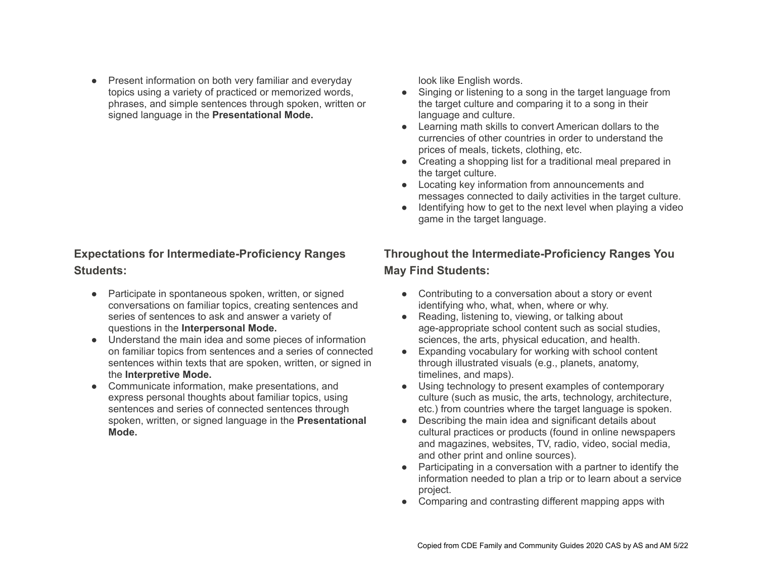- Present information on both very familiar and everyday topics using a variety of practiced or memorized words, phrases, and simple sentences through spoken, written or signed language in the **Presentational Mode.**

look like English words.

- Singing or listening to a song in the target language from the target culture and comparing it to a song in their language and culture.
- Learning math skills to convert American dollars to the currencies of other countries in order to understand the prices of meals, tickets, clothing, etc.
- Creating a shopping list for a traditional meal prepared in the target culture.
- Locating key information from announcements and messages connected to daily activities in the target culture.
- Identifying how to get to the next level when playing a video game in the target language.

### Expectations for Intermediate-Proficiency Ranges Students:

- Participate in spontaneous spoken, written, or signed conversations on familiar topics, creating sentences and series of sentences to ask and answer a variety of questions in the **Interpersonal Mode.**
- Understand the main idea and some pieces of information on familiar topics from sentences and a series of connected sentences within texts that are spoken, written, or signed in the **Interpretive Mode.**
- Communicate information, make presentations, and express personal thoughts about familiar topics, using sentences and series of connected sentences through spoken, written, or signed language in the **Presentational Mode.**

### Throughout the Intermediate-Proficiency Ranges You May Find Students:

- Contributing to a conversation about a story or event identifying who, what, when, where or why.
- Reading, listening to, viewing, or talking about age-appropriate school content such as social studies, sciences, the arts, physical education, and health.
- Expanding vocabulary for working with school content through illustrated visuals (e.g., planets, anatomy, timelines, and maps).
- Using technology to present examples of contemporary culture (such as music, the arts, technology, architecture, etc.) from countries where the target language is spoken.
- Describing the main idea and significant details about cultural practices or products (found in online newspapers and magazines, websites, TV, radio, video, social media, and other print and online sources).
- Participating in a conversation with a partner to identify the information needed to plan a trip or to learn about a service project.
- Comparing and contrasting different mapping apps with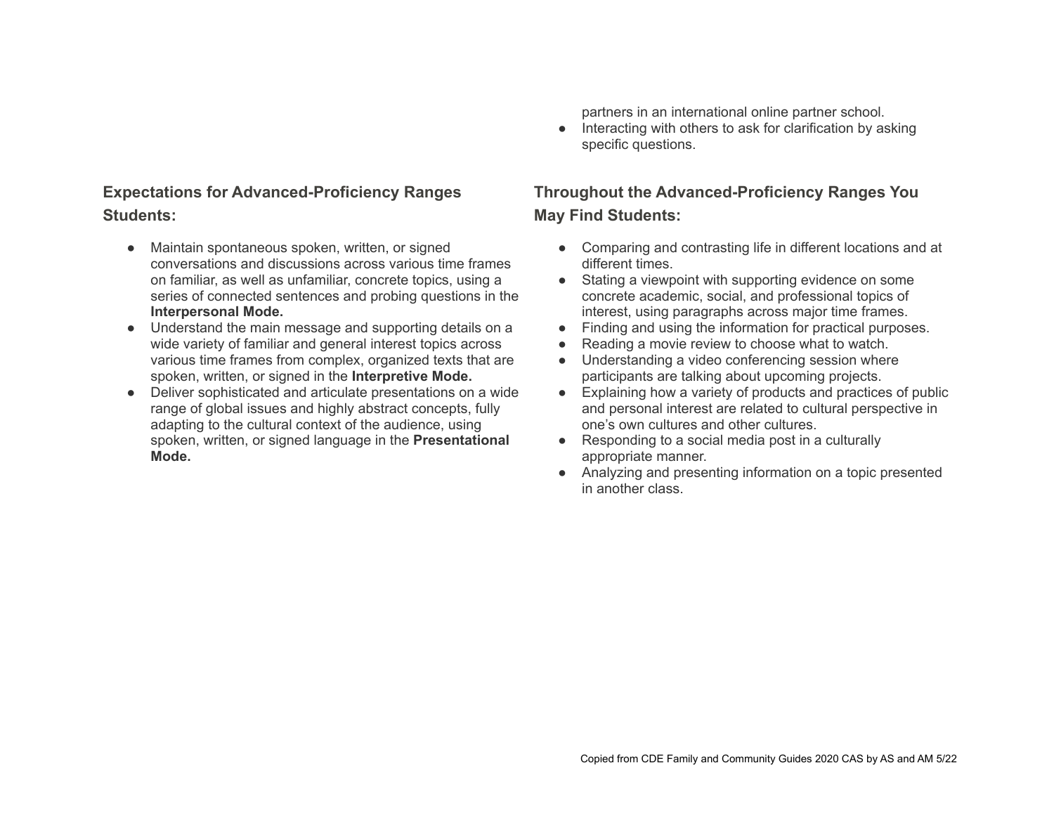- partners in an international online partner school.
- Interacting with others to ask for clarification by asking specific questions.

**Expectations for Advanced-Proficiency Ranges Students:**

- Maintain spontaneous spoken, written, or signed conversations and discussions across various time frames on familiar, as well as unfamiliar, concrete topics, using a series of connected sentences and probing questions in the **Interpersonal Mode.**
- Understand the main message and supporting details on a wide variety of familiar and general interest topics across various time frames from complex, organized texts that are spoken, written, or signed in the **Interpretive Mode.**
- Deliver sophisticated and articulate presentations on a wide range of global issues and highly abstract concepts, fully adapting to the cultural context of the audience, using spoken, written, or signed language in the **Presentational Mode.**

**Throughout the Advanced-Proficiency Ranges You May Find Students:**

- Comparing and contrasting life in different locations and at different times.
- Stating a viewpoint with supporting evidence on some concrete academic, social, and professional topics of interest, using paragraphs across major time frames.
- Finding and using the information for practical purposes.
- Reading a movie review to choose what to watch.
- Understanding a video conferencing session where participants are talking about upcoming projects.
- Explaining how a variety of products and practices of public and personal interest are related to cultural perspective in one's own cultures and other cultures.
- Responding to a social media post in a culturally appropriate manner.
- Analyzing and presenting information on a topic presented in another class.

Copied from CDE Family and Community Guides 2020 CAS by AS and AM 5/22